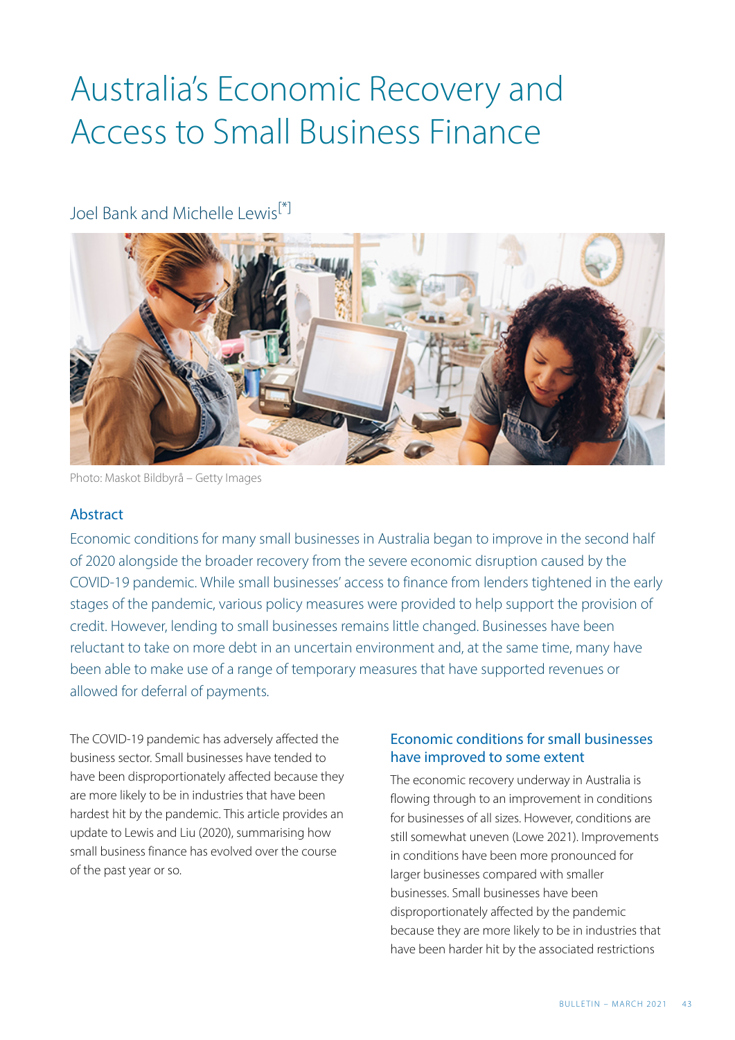# Australia's Economic Recovery and Access to Small Business Finance

Joel Bank and Michelle Lewis[*]

Photo: Maskot Bildbyrå – Getty Images

## Abstract

Economic conditions for many small businesses in Australia began to improve in the second half of 2020 alongside the broader recovery from the severe economic disruption caused by the COVID-19 pandemic. While small businesses' access to finance from lenders tightened in the early stages of the pandemic, various policy measures were provided to help support the provision of credit. However, lending to small businesses remains little changed. Businesses have been reluctant to take on more debt in an uncertain environment and, at the same time, many have been able to make use of a range of temporary measures that have supported revenues or allowed for deferral of payments.

The COVID-19 pandemic has adversely affected the business sector. Small businesses have tended to have been disproportionately affected because they are more likely to be in industries that have been hardest hit by the pandemic. This article provides an update to Lewis and Liu (2020), summarising how small business finance has evolved over the course of the past year or so.

## Economic conditions for small businesses have improved to some extent

The economic recovery underway in Australia is flowing through to an improvement in conditions for businesses of all sizes. However, conditions are still somewhat uneven (Lowe 2021). Improvements in conditions have been more pronounced for larger businesses compared with smaller businesses. Small businesses have been disproportionately affected by the pandemic because they are more likely to be in industries that have been harder hit by the associated restrictions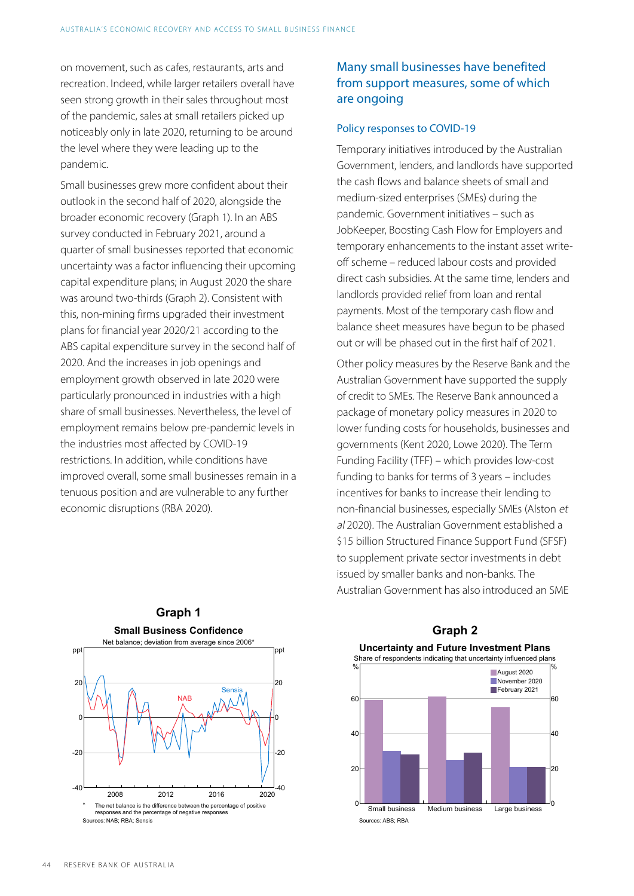on movement, such as cafes, restaurants, arts and recreation. Indeed, while larger retailers overall have seen strong growth in their sales throughout most of the pandemic, sales at small retailers picked up noticeably only in late 2020, returning to be around the level where they were leading up to the pandemic.

Small businesses grew more confident about their outlook in the second half of 2020, alongside the broader economic recovery (Graph 1). In an ABS survey conducted in February 2021, around a quarter of small businesses reported that economic uncertainty was a factor influencing their upcoming capital expenditure plans; in August 2020 the share was around two-thirds (Graph 2). Consistent with this, non-mining firms upgraded their investment plans for financial year 2020/21 according to the ABS capital expenditure survey in the second half of 2020. And the increases in job openings and employment growth observed in late 2020 were particularly pronounced in industries with a high share of small businesses. Nevertheless, the level of employment remains below pre-pandemic levels in the industries most affected by COVID-19 restrictions. In addition, while conditions have improved overall, some small businesses remain in a tenuous position and are vulnerable to any further economic disruptions (RBA 2020).

**Graph 1**

**Small Business Confidence**

Net balance; deviation from average since 2006*

\* The net balance is the difference between the percentage of positive responses and the percentage of negative responses

Sources: NAB; RBA; Sensis

## Many small businesses have benefited from support measures, some of which are ongoing

### Policy responses to COVID-19

Temporary initiatives introduced by the Australian Government, lenders, and landlords have supported the cash flows and balance sheets of small and medium-sized enterprises (SMEs) during the pandemic. Government initiatives – such as JobKeeper, Boosting Cash Flow for Employers and temporary enhancements to the instant asset write-off scheme – reduced labour costs and provided direct cash subsidies. At the same time, lenders and landlords provided relief from loan and rental payments. Most of the temporary cash flow and balance sheet measures have begun to be phased out or will be phased out in the first half of 2021.

Other policy measures by the Reserve Bank and the Australian Government have supported the supply of credit to SMEs. The Reserve Bank announced a package of monetary policy measures in 2020 to lower funding costs for households, businesses and governments (Kent 2020, Lowe 2020). The Term Funding Facility (TFF) – which provides low-cost funding to banks for terms of 3 years – includes incentives for banks to increase their lending to non-financial businesses, especially SMEs (Alston *et al* 2020). The Australian Government established a $15 billion Structured Finance Support Fund (SFSF) to supplement private sector investments in debt issued by smaller banks and non-banks. The Australian Government has also introduced an SME

**Graph 2**

**Uncertainty and Future Investment Plans**

Share of respondents indicating that uncertainty influenced plans

Sources: ABS; RBA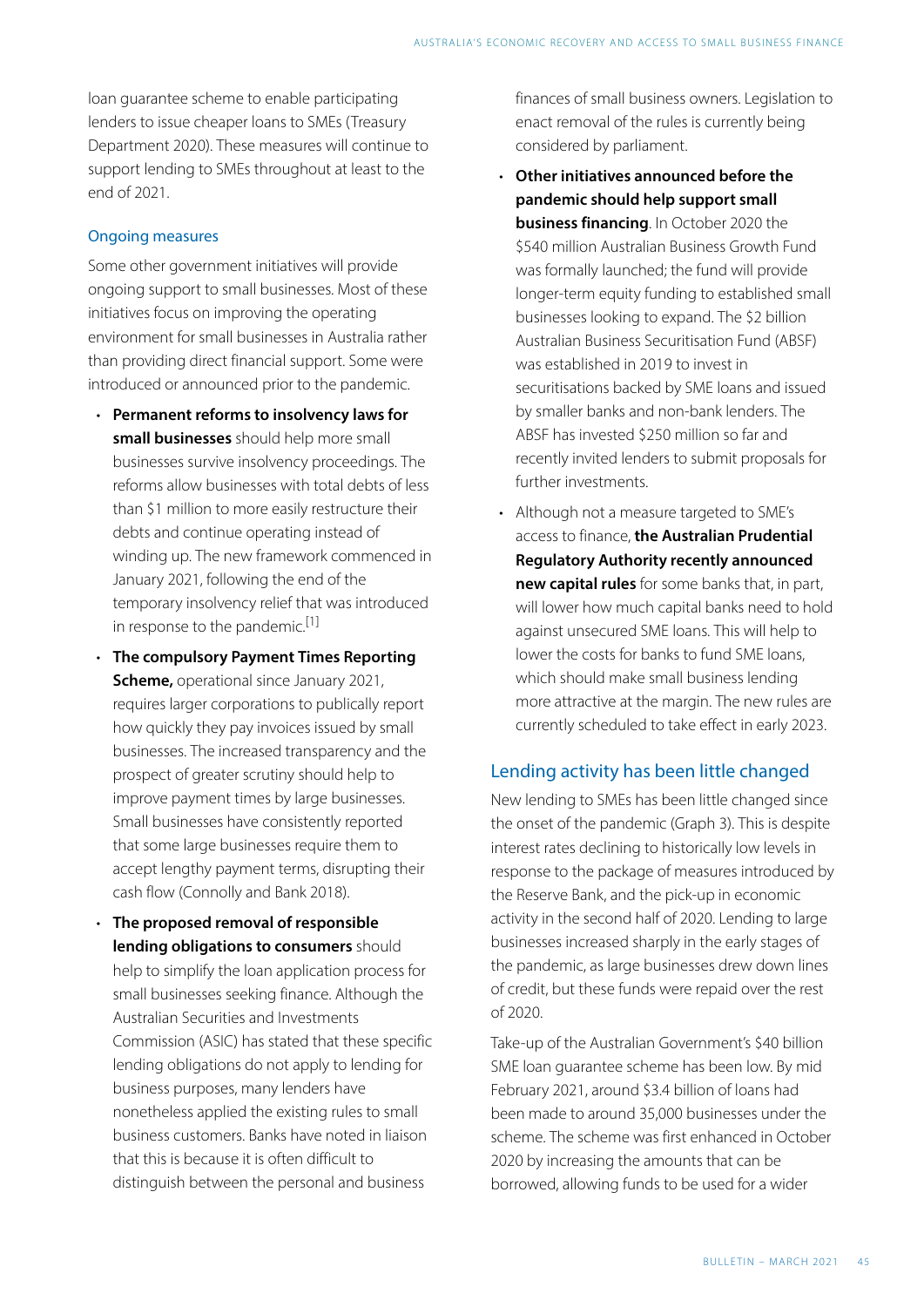loan guarantee scheme to enable participating lenders to issue cheaper loans to SMEs (Treasury Department 2020). These measures will continue to support lending to SMEs throughout at least to the end of 2021.

### Ongoing measures

Some other government initiatives will provide ongoing support to small businesses. Most of these initiatives focus on improving the operating environment for small businesses in Australia rather than providing direct financial support. Some were introduced or announced prior to the pandemic.

- **Permanent reforms to insolvency laws for small businesses** should help more small businesses survive insolvency proceedings. The reforms allow businesses with total debts of less than $1 million to more easily restructure their debts and continue operating instead of winding up. The new framework commenced in January 2021, following the end of the temporary insolvency relief that was introduced in response to the pandemic.[1]
- **The compulsory Payment Times Reporting Scheme,** operational since January 2021, requires larger corporations to publically report how quickly they pay invoices issued by small businesses. The increased transparency and the prospect of greater scrutiny should help to improve payment times by large businesses. Small businesses have consistently reported that some large businesses require them to accept lengthy payment terms, disrupting their cash flow (Connolly and Bank 2018).
- **The proposed removal of responsible lending obligations to consumers** should help to simplify the loan application process for small businesses seeking finance. Although the Australian Securities and Investments Commission (ASIC) has stated that these specific lending obligations do not apply to lending for business purposes, many lenders have nonetheless applied the existing rules to small business customers. Banks have noted in liaison that this is because it is often difficult to distinguish between the personal and business finances of small business owners. Legislation to enact removal of the rules is currently being considered by parliament.
- **Other initiatives announced before the pandemic should help support small business financing**. In October 2020 the $540 million Australian Business Growth Fund was formally launched; the fund will provide longer-term equity funding to established small businesses looking to expand. The $2 billion Australian Business Securitisation Fund (ABSF) was established in 2019 to invest in securitisations backed by SME loans and issued by smaller banks and non-bank lenders. The ABSF has invested $250 million so far and recently invited lenders to submit proposals for further investments.
- Although not a measure targeted to SME's access to finance, **the Australian Prudential Regulatory Authority recently announced new capital rules** for some banks that, in part, will lower how much capital banks need to hold against unsecured SME loans. This will help to lower the costs for banks to fund SME loans, which should make small business lending more attractive at the margin. The new rules are currently scheduled to take effect in early 2023.

## Lending activity has been little changed

New lending to SMEs has been little changed since the onset of the pandemic (Graph 3). This is despite interest rates declining to historically low levels in response to the package of measures introduced by the Reserve Bank, and the pick-up in economic activity in the second half of 2020. Lending to large businesses increased sharply in the early stages of the pandemic, as large businesses drew down lines of credit, but these funds were repaid over the rest of 2020.

Take-up of the Australian Government's $40 billion SME loan guarantee scheme has been low. By mid February 2021, around $3.4 billion of loans had been made to around 35,000 businesses under the scheme. The scheme was first enhanced in October 2020 by increasing the amounts that can be borrowed, allowing funds to be used for a wider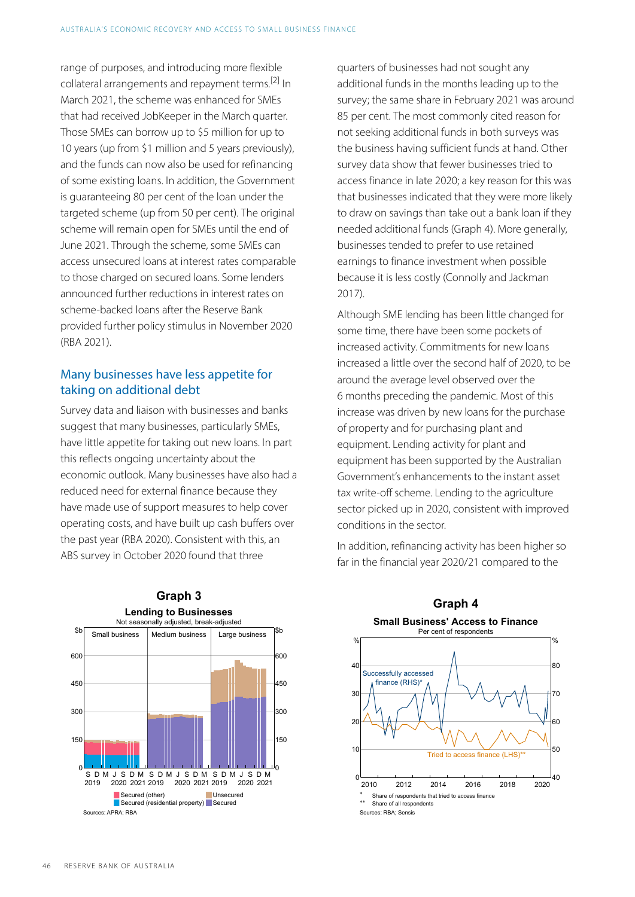range of purposes, and introducing more flexible collateral arrangements and repayment terms.[2] In March 2021, the scheme was enhanced for SMEs that had received JobKeeper in the March quarter. Those SMEs can borrow up to $5 million for up to 10 years (up from $1 million and 5 years previously), and the funds can now also be used for refinancing of some existing loans. In addition, the Government is guaranteeing 80 per cent of the loan under the targeted scheme (up from 50 per cent). The original scheme will remain open for SMEs until the end of June 2021. Through the scheme, some SMEs can access unsecured loans at interest rates comparable to those charged on secured loans. Some lenders announced further reductions in interest rates on scheme-backed loans after the Reserve Bank provided further policy stimulus in November 2020 (RBA 2021).

## Many businesses have less appetite for taking on additional debt

Survey data and liaison with businesses and banks suggest that many businesses, particularly SMEs, have little appetite for taking out new loans. In part this reflects ongoing uncertainty about the economic outlook. Many businesses have also had a reduced need for external finance because they have made use of support measures to help cover operating costs, and have built up cash buffers over the past year (RBA 2020). Consistent with this, an ABS survey in October 2020 found that three quarters of businesses had not sought any additional funds in the months leading up to the survey; the same share in February 2021 was around 85 per cent. The most commonly cited reason for not seeking additional funds in both surveys was the business having sufficient funds at hand. Other survey data show that fewer businesses tried to access finance in late 2020; a key reason for this was that businesses indicated that they were more likely to draw on savings than take out a bank loan if they needed additional funds (Graph 4). More generally, businesses tended to prefer to use retained earnings to finance investment when possible because it is less costly (Connolly and Jackman 2017).

Although SME lending has been little changed for some time, there have been some pockets of increased activity. Commitments for new loans increased a little over the second half of 2020, to be around the average level observed over the 6 months preceding the pandemic. Most of this increase was driven by new loans for the purchase of property and for purchasing plant and equipment. Lending activity for plant and equipment has been supported by the Australian Government's enhancements to the instant asset tax write-off scheme. Lending to the agriculture sector picked up in 2020, consistent with improved conditions in the sector.

In addition, refinancing activity has been higher so far in the financial year 2020/21 compared to the

**Graph 3**
**Lending to Businesses**
Not seasonally adjusted, break-adjusted
Sources: APRA; RBA

**Graph 4**
**Small Business' Access to Finance**
Per cent of respondents
\* Share of respondents that tried to access finance
\*\* Share of all respondents
Sources: RBA; Sensis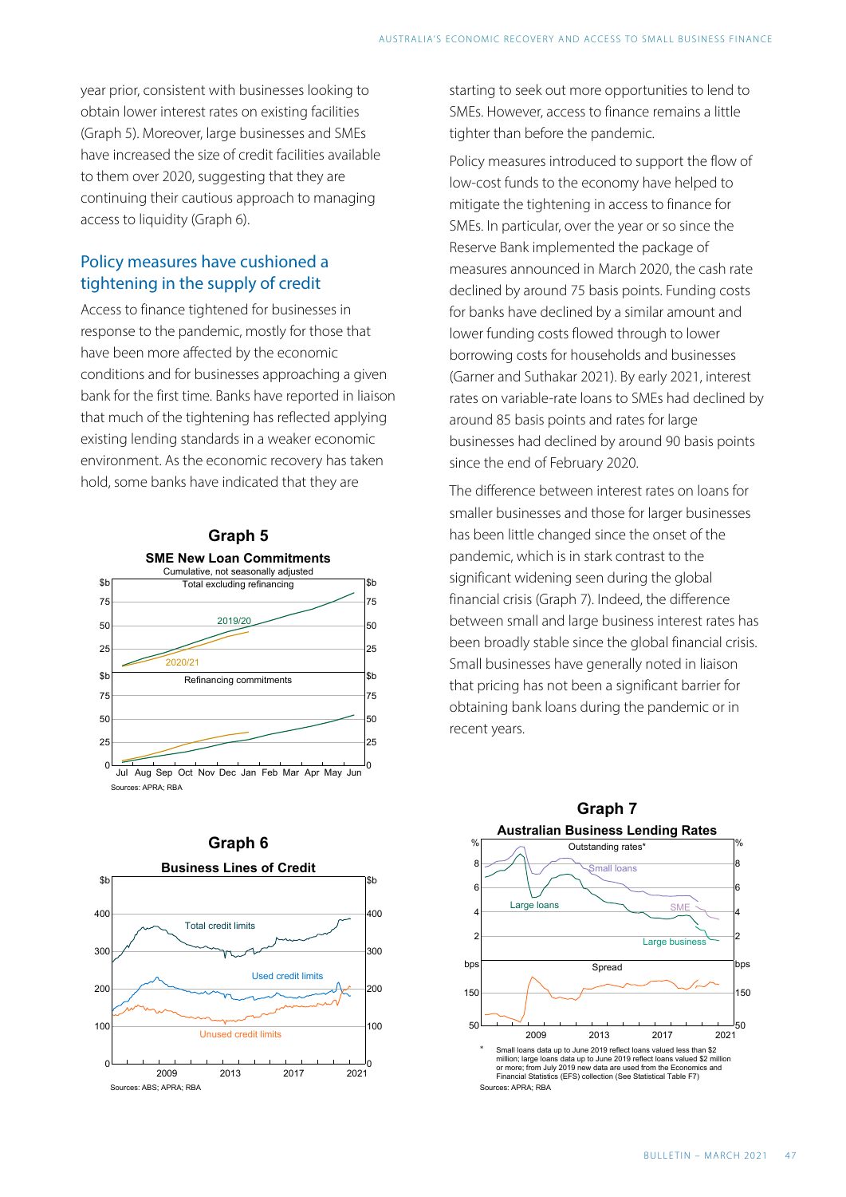year prior, consistent with businesses looking to obtain lower interest rates on existing facilities (Graph 5). Moreover, large businesses and SMEs have increased the size of credit facilities available to them over 2020, suggesting that they are continuing their cautious approach to managing access to liquidity (Graph 6).

## Policy measures have cushioned a tightening in the supply of credit

Access to finance tightened for businesses in response to the pandemic, mostly for those that have been more affected by the economic conditions and for businesses approaching a given bank for the first time. Banks have reported in liaison that much of the tightening has reflected applying existing lending standards in a weaker economic environment. As the economic recovery has taken hold, some banks have indicated that they are starting to seek out more opportunities to lend to SMEs. However, access to finance remains a little tighter than before the pandemic.

Policy measures introduced to support the flow of low-cost funds to the economy have helped to mitigate the tightening in access to finance for SMEs. In particular, over the year or so since the Reserve Bank implemented the package of measures announced in March 2020, the cash rate declined by around 75 basis points. Funding costs for banks have declined by a similar amount and lower funding costs flowed through to lower borrowing costs for households and businesses (Garner and Suthakar 2021). By early 2021, interest rates on variable-rate loans to SMEs had declined by around 85 basis points and rates for large businesses had declined by around 90 basis points since the end of February 2020.

The difference between interest rates on loans for smaller businesses and those for larger businesses has been little changed since the onset of the pandemic, which is in stark contrast to the significant widening seen during the global financial crisis (Graph 7). Indeed, the difference between small and large business interest rates has been broadly stable since the global financial crisis. Small businesses have generally noted in liaison that pricing has not been a significant barrier for obtaining bank loans during the pandemic or in recent years.

**Graph 5**
**SME New Loan Commitments**
Cumulative, not seasonally adjusted

Sources: APRA; RBA

**Graph 6**
**Business Lines of Credit**

Sources: ABS; APRA; RBA

**Graph 7**
**Australian Business Lending Rates**

\* Small loans data up to June 2019 reflect loans valued less than $2 million; large loans data up to June 2019 reflect loans valued $2 million or more; from July 2019 new data are used from the Economics and Financial Statistics (EFS) collection (See Statistical Table F7)

Sources: APRA; RBA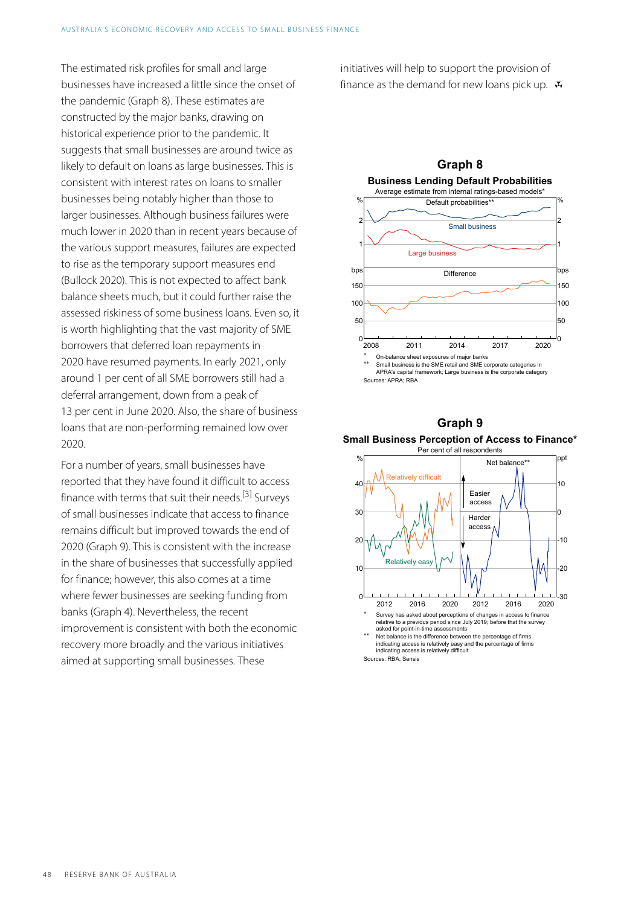The estimated risk profiles for small and large businesses have increased a little since the onset of the pandemic (Graph 8). These estimates are constructed by the major banks, drawing on historical experience prior to the pandemic. It suggests that small businesses are around twice as likely to default on loans as large businesses. This is consistent with interest rates on loans to smaller businesses being notably higher than those to larger businesses. Although business failures were much lower in 2020 than in recent years because of the various support measures, failures are expected to rise as the temporary support measures end (Bullock 2020). This is not expected to affect bank balance sheets much, but it could further raise the assessed riskiness of some business loans. Even so, it is worth highlighting that the vast majority of SME borrowers that deferred loan repayments in 2020 have resumed payments. In early 2021, only around 1 per cent of all SME borrowers still had a deferral arrangement, down from a peak of 13 per cent in June 2020. Also, the share of business loans that are non-performing remained low over 2020.

For a number of years, small businesses have reported that they have found it difficult to access finance with terms that suit their needs.[3] Surveys of small businesses indicate that access to finance remains difficult but improved towards the end of 2020 (Graph 9). This is consistent with the increase in the share of businesses that successfully applied for finance; however, this also comes at a time where fewer businesses are seeking funding from banks (Graph 4). Nevertheless, the recent improvement is consistent with both the economic recovery more broadly and the various initiatives aimed at supporting small businesses. These initiatives will help to support the provision of finance as the demand for new loans pick up.

**Graph 8**

**Business Lending Default Probabilities**

Average estimate from internal ratings-based models*

\* On-balance sheet exposures of major banks

\*\* Small business is the SME retail and SME corporate categories in APRA's capital framework; Large business is the corporate category

Sources: APRA; RBA

**Graph 9**

**Small Business Perception of Access to Finance***

Per cent of all respondents

\* Survey has asked about perceptions of changes in access to finance relative to a previous period since July 2019; before that the survey asked for point-in-time assessments

\*\* Net balance is the difference between the percentage of firms indicating access is relatively easy and the percentage of firms indicating access is relatively difficult

Sources: RBA; Sensis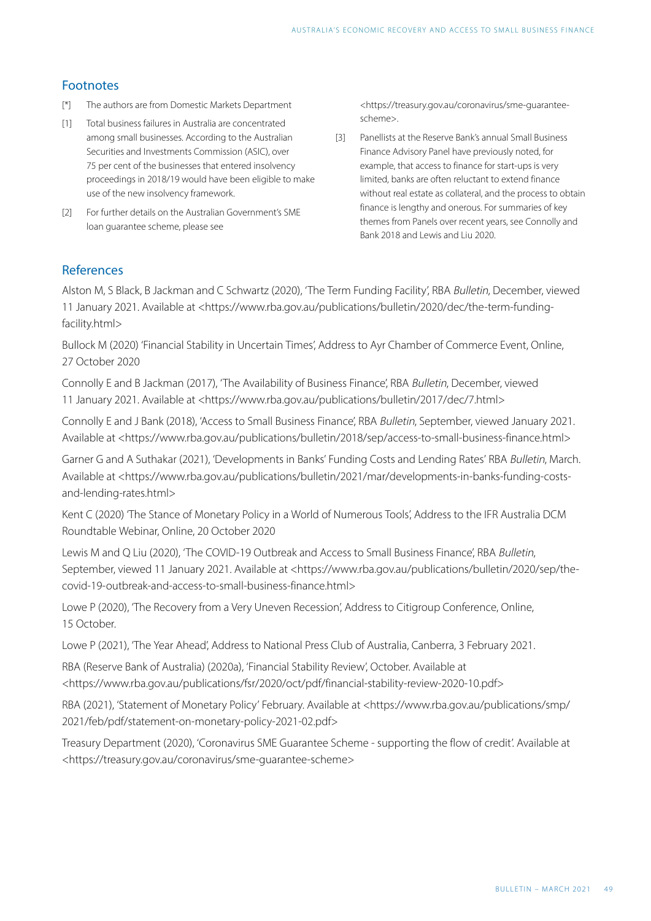## Footnotes

[*] The authors are from Domestic Markets Department

[1] Total business failures in Australia are concentrated among small businesses. According to the Australian Securities and Investments Commission (ASIC), over 75 per cent of the businesses that entered insolvency proceedings in 2018/19 would have been eligible to make use of the new insolvency framework.

[2] For further details on the Australian Government's SME loan guarantee scheme, please see <https://treasury.gov.au/coronavirus/sme-guarantee-scheme>.

[3] Panellists at the Reserve Bank's annual Small Business Finance Advisory Panel have previously noted, for example, that access to finance for start-ups is very limited, banks are often reluctant to extend finance without real estate as collateral, and the process to obtain finance is lengthy and onerous. For summaries of key themes from Panels over recent years, see Connolly and Bank 2018 and Lewis and Liu 2020.

## References

Alston M, S Black, B Jackman and C Schwartz (2020), 'The Term Funding Facility', RBA *Bulletin*, December, viewed 11 January 2021. Available at <https://www.rba.gov.au/publications/bulletin/2020/dec/the-term-funding-facility.html>

Bullock M (2020) 'Financial Stability in Uncertain Times', Address to Ayr Chamber of Commerce Event, Online, 27 October 2020

Connolly E and B Jackman (2017), 'The Availability of Business Finance', RBA *Bulletin*, December, viewed 11 January 2021. Available at <https://www.rba.gov.au/publications/bulletin/2017/dec/7.html>

Connolly E and J Bank (2018), 'Access to Small Business Finance', RBA *Bulletin*, September, viewed January 2021. Available at <https://www.rba.gov.au/publications/bulletin/2018/sep/access-to-small-business-finance.html>

Garner G and A Suthakar (2021), 'Developments in Banks' Funding Costs and Lending Rates' RBA *Bulletin*, March. Available at <https://www.rba.gov.au/publications/bulletin/2021/mar/developments-in-banks-funding-costs-and-lending-rates.html>

Kent C (2020) 'The Stance of Monetary Policy in a World of Numerous Tools', Address to the IFR Australia DCM Roundtable Webinar, Online, 20 October 2020

Lewis M and Q Liu (2020), 'The COVID-19 Outbreak and Access to Small Business Finance', RBA *Bulletin*, September, viewed 11 January 2021. Available at <https://www.rba.gov.au/publications/bulletin/2020/sep/the-covid-19-outbreak-and-access-to-small-business-finance.html>

Lowe P (2020), 'The Recovery from a Very Uneven Recession', Address to Citigroup Conference, Online, 15 October.

Lowe P (2021), 'The Year Ahead', Address to National Press Club of Australia, Canberra, 3 February 2021.

RBA (Reserve Bank of Australia) (2020a), 'Financial Stability Review', October. Available at <https://www.rba.gov.au/publications/fsr/2020/oct/pdf/financial-stability-review-2020-10.pdf>

RBA (2021), 'Statement of Monetary Policy' February. Available at <https://www.rba.gov.au/publications/smp/2021/feb/pdf/statement-on-monetary-policy-2021-02.pdf>

Treasury Department (2020), 'Coronavirus SME Guarantee Scheme - supporting the flow of credit'. Available at <https://treasury.gov.au/coronavirus/sme-guarantee-scheme>